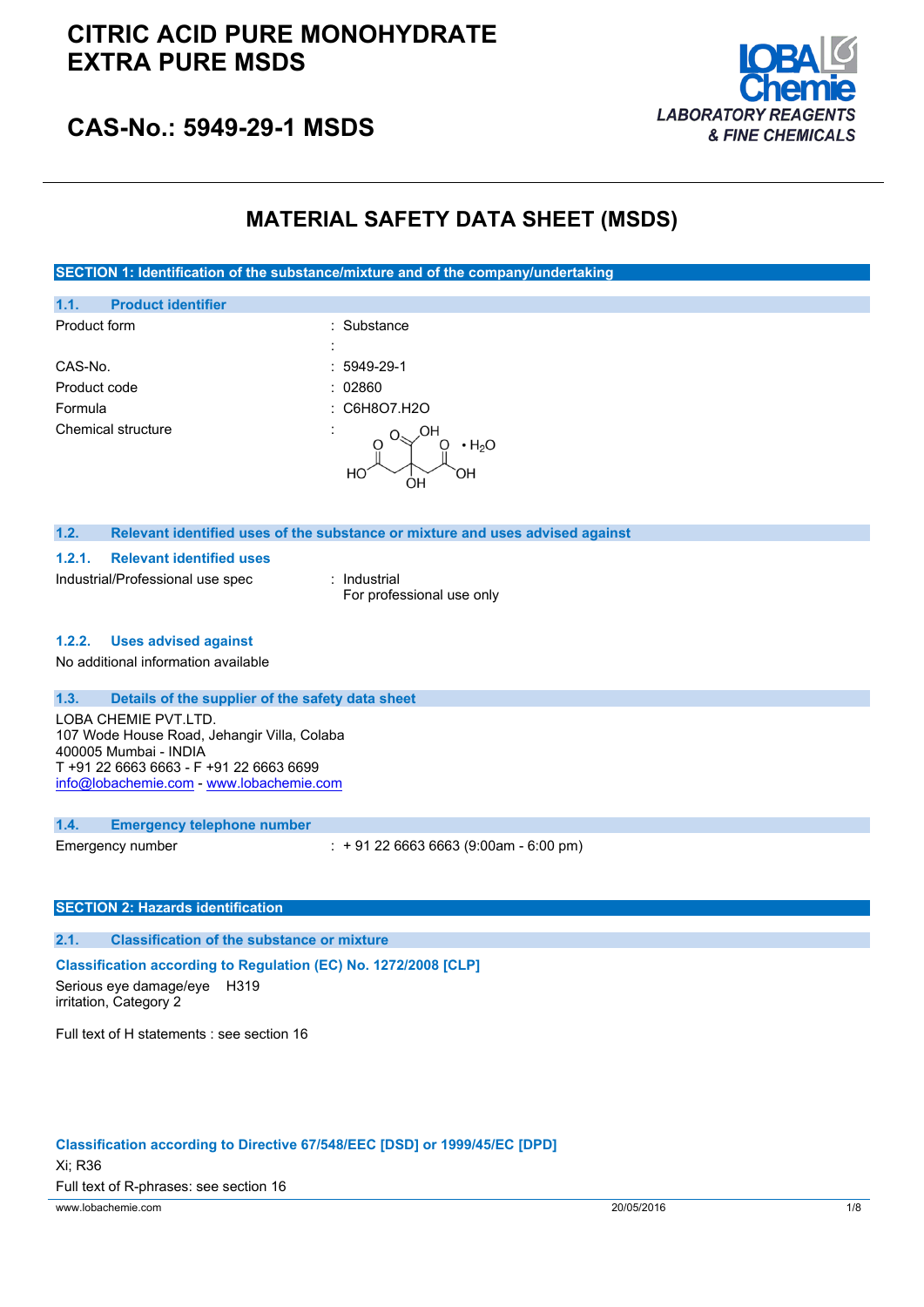# CITRIC ACID PURE MONOHYDRATE EXTRA PURE MSDS

## CAS-No.: 5949-29-1 MSDS

LOBA Chemie
*LABORATORY REAGENTS & FINE CHEMICALS*

# MATERIAL SAFETY DATA SHEET (MSDS)

## SECTION 1: Identification of the substance/mixture and of the company/undertaking

### 1.1. Product identifier

| | | |
|---|---|---|
| Product form | : | Substance |
| | : | |
| CAS-No. | : | 5949-29-1 |
| Product code | : | 02860 |
| Formula | : | C6H8O7.H2O |
| Chemical structure | : | |

### 1.2. Relevant identified uses of the substance or mixture and uses advised against

#### 1.2.1. Relevant identified uses

| | | |
|---|---|---|
| Industrial/Professional use spec | : | Industrial<br>For professional use only |

#### 1.2.2. Uses advised against

No additional information available

### 1.3. Details of the supplier of the safety data sheet

LOBA CHEMIE PVT.LTD.
107 Wode House Road, Jehangir Villa, Colaba
400005 Mumbai - INDIA
T +91 22 6663 6663 - F +91 22 6663 6699
info@lobachemie.com - www.lobachemie.com

### 1.4. Emergency telephone number

| | | |
|---|---|---|
| Emergency number | : | + 91 22 6663 6663 (9:00am - 6:00 pm) |

## SECTION 2: Hazards identification

### 2.1. Classification of the substance or mixture

**Classification according to Regulation (EC) No. 1272/2008 [CLP]**

Serious eye damage/eye irritation, Category 2 H319

Full text of H statements : see section 16

**Classification according to Directive 67/548/EEC [DSD] or 1999/45/EC [DPD]**

Xi; R36

Full text of R-phrases: see section 16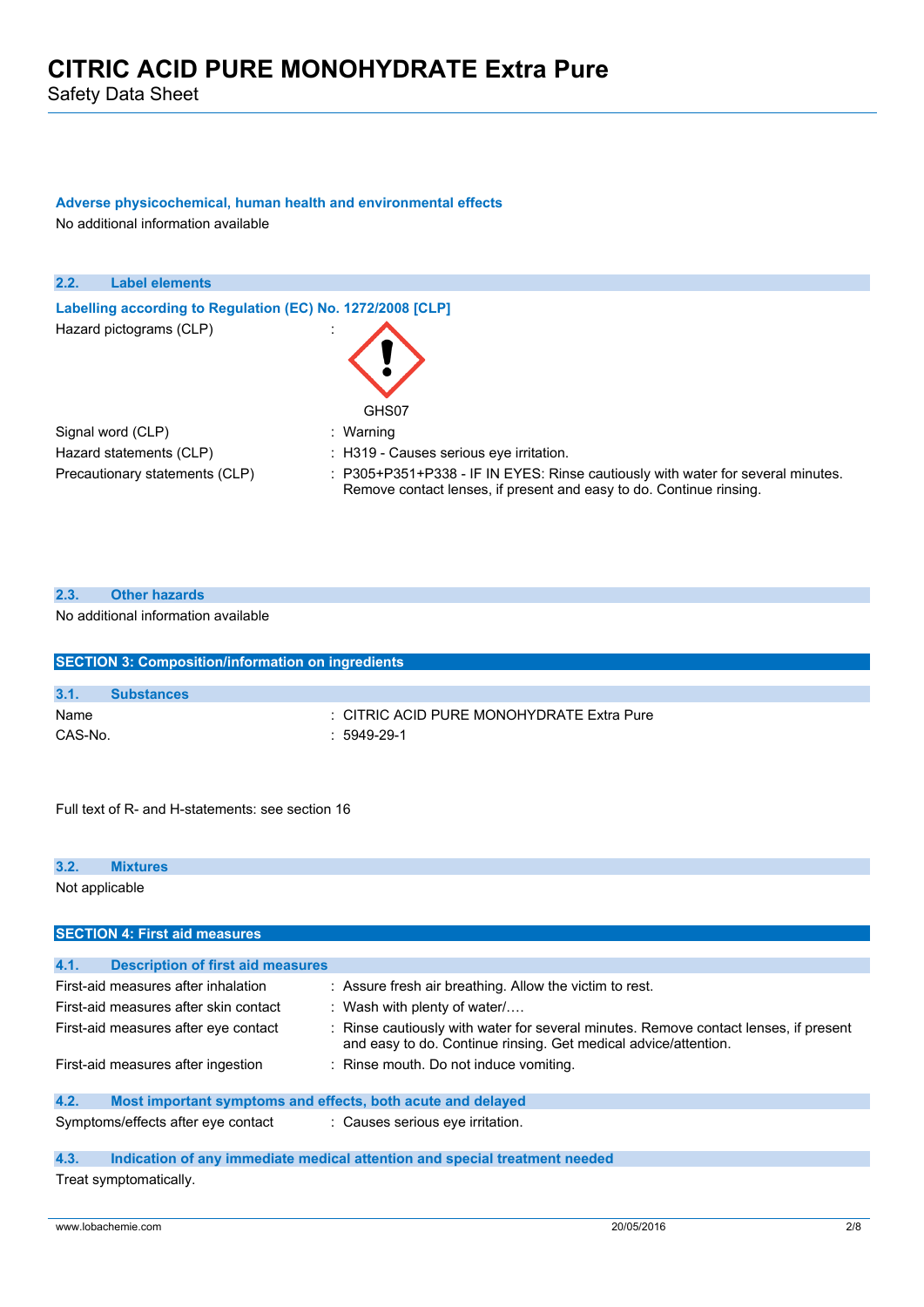**Adverse physicochemical, human health and environmental effects**

No additional information available

### 2.2. Label elements

**Labelling according to Regulation (EC) No. 1272/2008 [CLP]**

| | |
|---|---|
| Hazard pictograms (CLP) | : GHS07 |
| Signal word (CLP) | : Warning |
| Hazard statements (CLP) | : H319 - Causes serious eye irritation. |
| Precautionary statements (CLP) | : P305+P351+P338 - IF IN EYES: Rinse cautiously with water for several minutes. Remove contact lenses, if present and easy to do. Continue rinsing. |

### 2.3. Other hazards

No additional information available

## SECTION 3: Composition/information on ingredients

### 3.1. Substances

| | |
|---|---|
| Name | : CITRIC ACID PURE MONOHYDRATE Extra Pure |
| CAS-No. | : 5949-29-1 |

Full text of R- and H-statements: see section 16

### 3.2. Mixtures

Not applicable

## SECTION 4: First aid measures

### 4.1. Description of first aid measures

| | |
|---|---|
| First-aid measures after inhalation | : Assure fresh air breathing. Allow the victim to rest. |
| First-aid measures after skin contact | : Wash with plenty of water/…. |
| First-aid measures after eye contact | : Rinse cautiously with water for several minutes. Remove contact lenses, if present and easy to do. Continue rinsing. Get medical advice/attention. |
| First-aid measures after ingestion | : Rinse mouth. Do not induce vomiting. |

### 4.2. Most important symptoms and effects, both acute and delayed

| | |
|---|---|
| Symptoms/effects after eye contact | : Causes serious eye irritation. |

### 4.3. Indication of any immediate medical attention and special treatment needed

Treat symptomatically.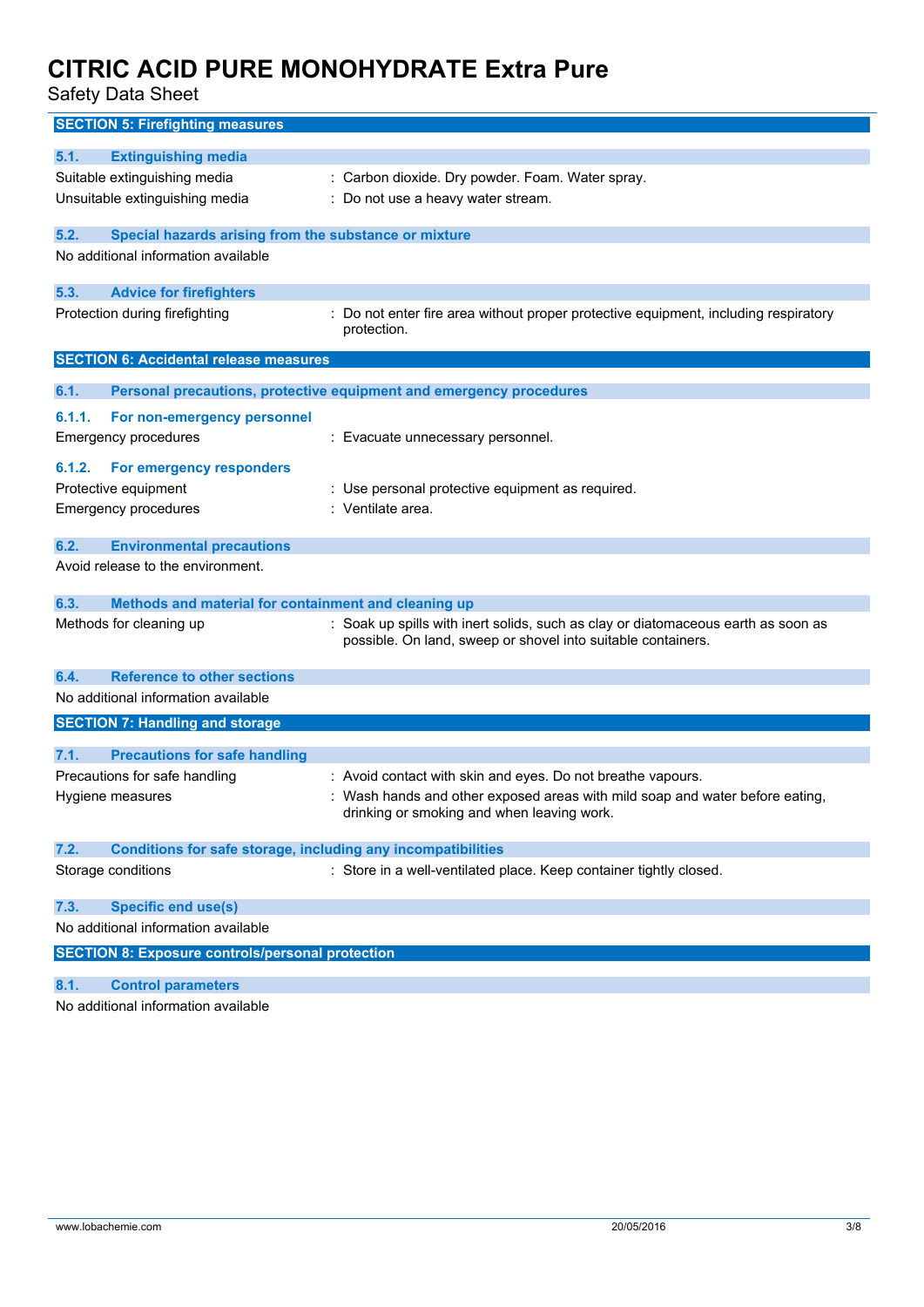## SECTION 5: Firefighting measures

### 5.1. Extinguishing media

Suitable extinguishing media : Carbon dioxide. Dry powder. Foam. Water spray.

Unsuitable extinguishing media : Do not use a heavy water stream.

### 5.2. Special hazards arising from the substance or mixture

No additional information available

### 5.3. Advice for firefighters

Protection during firefighting : Do not enter fire area without proper protective equipment, including respiratory protection.

## SECTION 6: Accidental release measures

### 6.1. Personal precautions, protective equipment and emergency procedures

#### 6.1.1. For non-emergency personnel

Emergency procedures : Evacuate unnecessary personnel.

#### 6.1.2. For emergency responders

Protective equipment : Use personal protective equipment as required.

Emergency procedures : Ventilate area.

### 6.2. Environmental precautions

Avoid release to the environment.

### 6.3. Methods and material for containment and cleaning up

Methods for cleaning up : Soak up spills with inert solids, such as clay or diatomaceous earth as soon as possible. On land, sweep or shovel into suitable containers.

### 6.4. Reference to other sections

No additional information available

## SECTION 7: Handling and storage

### 7.1. Precautions for safe handling

Precautions for safe handling : Avoid contact with skin and eyes. Do not breathe vapours.

Hygiene measures : Wash hands and other exposed areas with mild soap and water before eating, drinking or smoking and when leaving work.

### 7.2. Conditions for safe storage, including any incompatibilities

Storage conditions : Store in a well-ventilated place. Keep container tightly closed.

### 7.3. Specific end use(s)

No additional information available

## SECTION 8: Exposure controls/personal protection

### 8.1. Control parameters

No additional information available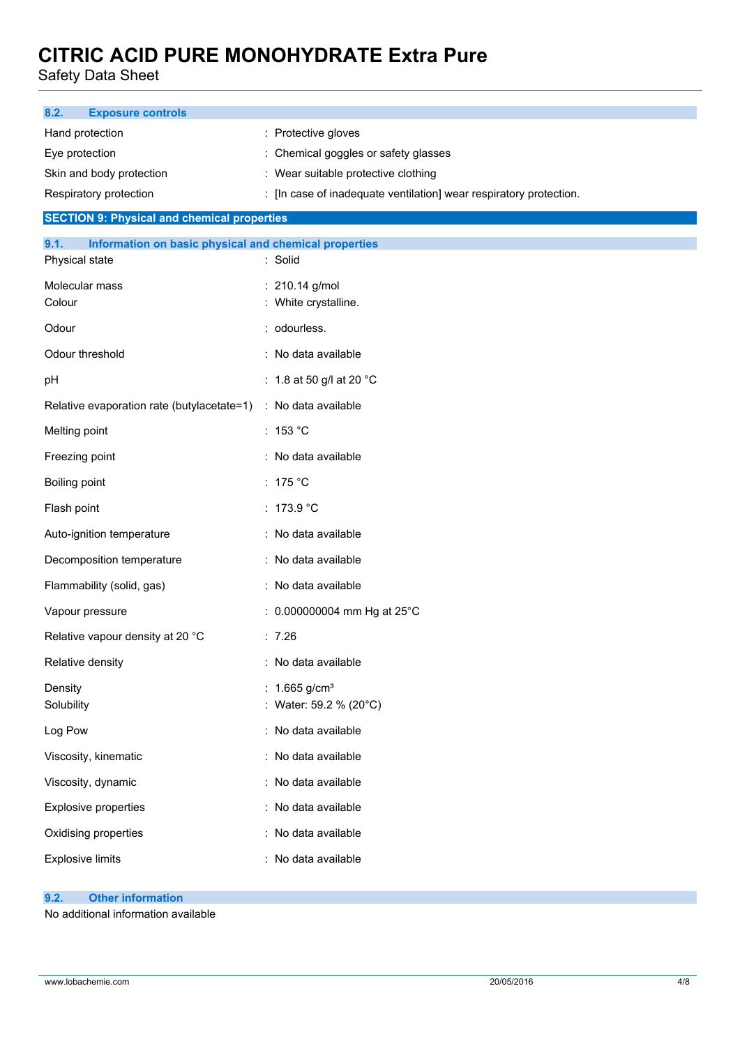### 8.2. Exposure controls

| | |
|---|---|
| Hand protection | : Protective gloves |
| Eye protection | : Chemical goggles or safety glasses |
| Skin and body protection | : Wear suitable protective clothing |
| Respiratory protection | : [In case of inadequate ventilation] wear respiratory protection. |

## SECTION 9: Physical and chemical properties

### 9.1. Information on basic physical and chemical properties

| | |
|---|---|
| Physical state | : Solid |
| Molecular mass | : 210.14 g/mol |
| Colour | : White crystalline. |
| Odour | : odourless. |
| Odour threshold | : No data available |
| pH | : 1.8 at 50 g/l at 20 °C |
| Relative evaporation rate (butylacetate=1) | : No data available |
| Melting point | : 153 °C |
| Freezing point | : No data available |
| Boiling point | : 175 °C |
| Flash point | : 173.9 °C |
| Auto-ignition temperature | : No data available |
| Decomposition temperature | : No data available |
| Flammability (solid, gas) | : No data available |
| Vapour pressure | : 0.000000004 mm Hg at 25°C |
| Relative vapour density at 20 °C | : 7.26 |
| Relative density | : No data available |
| Density | : 1.665 g/cm³ |
| Solubility | : Water: 59.2 % (20°C) |
| Log Pow | : No data available |
| Viscosity, kinematic | : No data available |
| Viscosity, dynamic | : No data available |
| Explosive properties | : No data available |
| Oxidising properties | : No data available |
| Explosive limits | : No data available |

### 9.2. Other information

No additional information available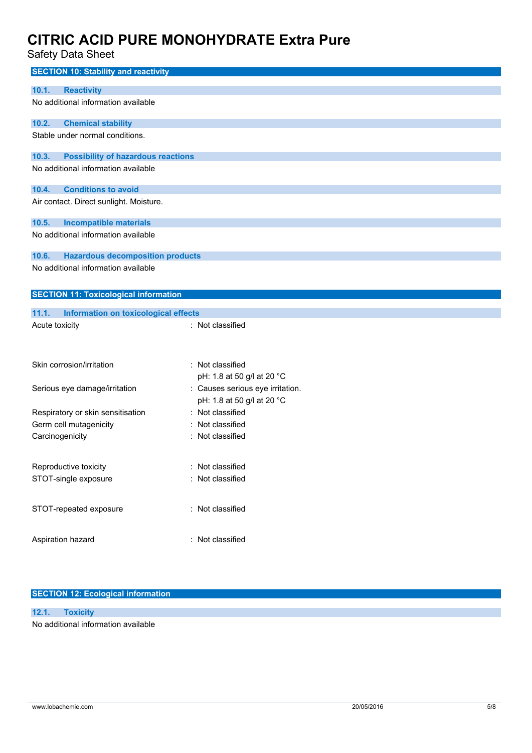## SECTION 10: Stability and reactivity

### 10.1. Reactivity

No additional information available

### 10.2. Chemical stability

Stable under normal conditions.

### 10.3. Possibility of hazardous reactions

No additional information available

### 10.4. Conditions to avoid

Air contact. Direct sunlight. Moisture.

### 10.5. Incompatible materials

No additional information available

### 10.6. Hazardous decomposition products

No additional information available

## SECTION 11: Toxicological information

### 11.1. Information on toxicological effects

| | |
|---|---|
| Acute toxicity | : Not classified |
| Skin corrosion/irritation | : Not classified<br>pH: 1.8 at 50 g/l at 20 °C |
| Serious eye damage/irritation | : Causes serious eye irritation.<br>pH: 1.8 at 50 g/l at 20 °C |
| Respiratory or skin sensitisation | : Not classified |
| Germ cell mutagenicity | : Not classified |
| Carcinogenicity | : Not classified |
| Reproductive toxicity | : Not classified |
| STOT-single exposure | : Not classified |
| STOT-repeated exposure | : Not classified |
| Aspiration hazard | : Not classified |

## SECTION 12: Ecological information

### 12.1. Toxicity

No additional information available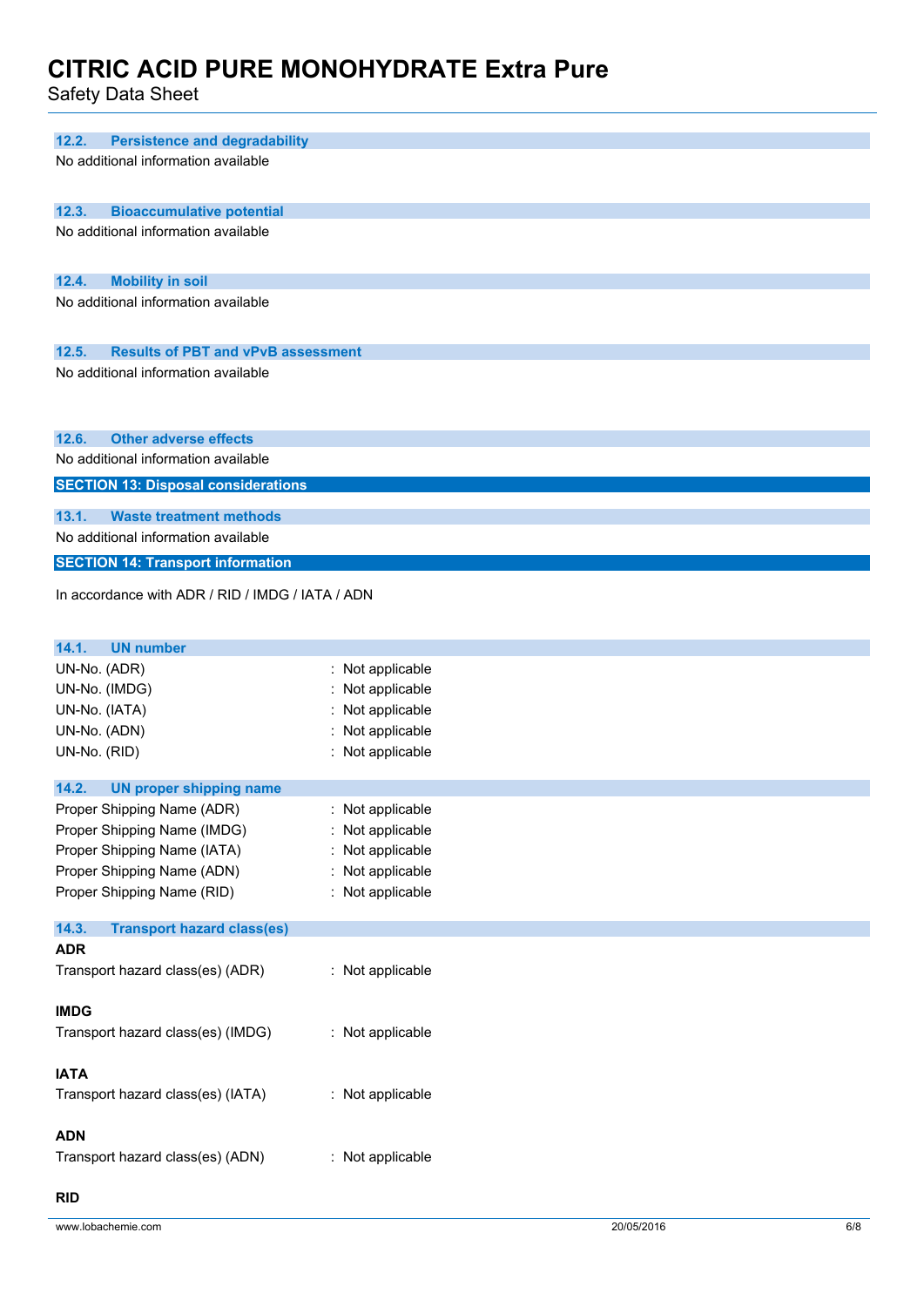### 12.2. Persistence and degradability

No additional information available

### 12.3. Bioaccumulative potential

No additional information available

### 12.4. Mobility in soil

No additional information available

### 12.5. Results of PBT and vPvB assessment

No additional information available

### 12.6. Other adverse effects

No additional information available

## SECTION 13: Disposal considerations

### 13.1. Waste treatment methods

No additional information available

## SECTION 14: Transport information

In accordance with ADR / RID / IMDG / IATA / ADN

### 14.1. UN number

UN-No. (ADR) : Not applicable
UN-No. (IMDG) : Not applicable
UN-No. (IATA) : Not applicable
UN-No. (ADN) : Not applicable
UN-No. (RID) : Not applicable

### 14.2. UN proper shipping name

Proper Shipping Name (ADR) : Not applicable
Proper Shipping Name (IMDG) : Not applicable
Proper Shipping Name (IATA) : Not applicable
Proper Shipping Name (ADN) : Not applicable
Proper Shipping Name (RID) : Not applicable

### 14.3. Transport hazard class(es)

**ADR**

Transport hazard class(es) (ADR) : Not applicable

**IMDG**

Transport hazard class(es) (IMDG) : Not applicable

**IATA**

Transport hazard class(es) (IATA) : Not applicable

**ADN**

Transport hazard class(es) (ADN) : Not applicable

**RID**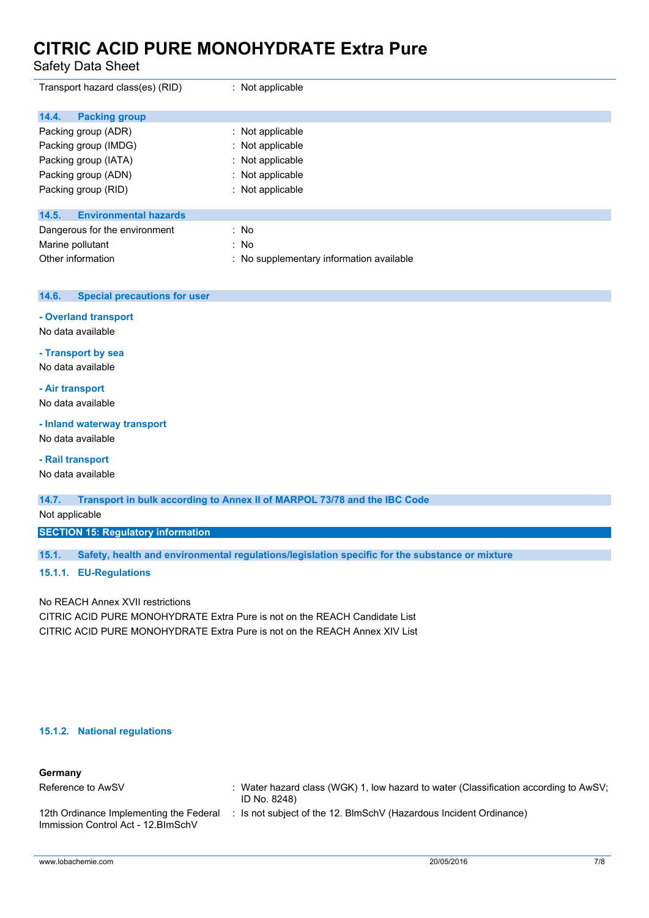| | |
|---|---|
| Transport hazard class(es) (RID) | : Not applicable |

### 14.4. Packing group

| | |
|---|---|
| Packing group (ADR) | : Not applicable |
| Packing group (IMDG) | : Not applicable |
| Packing group (IATA) | : Not applicable |
| Packing group (ADN) | : Not applicable |
| Packing group (RID) | : Not applicable |

### 14.5. Environmental hazards

| | |
|---|---|
| Dangerous for the environment | : No |
| Marine pollutant | : No |
| Other information | : No supplementary information available |

### 14.6. Special precautions for user

**- Overland transport**

No data available

**- Transport by sea**

No data available

**- Air transport**

No data available

**- Inland waterway transport**

No data available

**- Rail transport**

No data available

### 14.7. Transport in bulk according to Annex II of MARPOL 73/78 and the IBC Code

Not applicable

## SECTION 15: Regulatory information

### 15.1. Safety, health and environmental regulations/legislation specific for the substance or mixture

#### 15.1.1. EU-Regulations

No REACH Annex XVII restrictions

CITRIC ACID PURE MONOHYDRATE Extra Pure is not on the REACH Candidate List

CITRIC ACID PURE MONOHYDRATE Extra Pure is not on the REACH Annex XIV List

#### 15.1.2. National regulations

**Germany**

| | |
|---|---|
| Reference to AwSV | : Water hazard class (WGK) 1, low hazard to water (Classification according to AwSV; ID No. 8248) |
| 12th Ordinance Implementing the Federal Immission Control Act - 12.BImSchV | : Is not subject of the 12. BlmSchV (Hazardous Incident Ordinance) |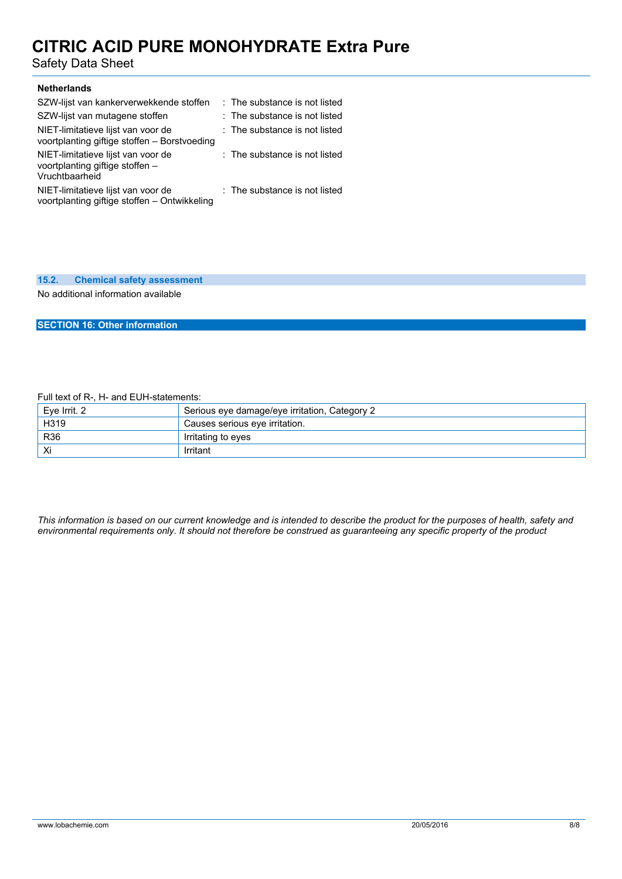**Netherlands**

| | |
|---|---|
| SZW-lijst van kankerverwekkende stoffen | : The substance is not listed |
| SZW-lijst van mutagene stoffen | : The substance is not listed |
| NIET-limitatieve lijst van voor de voortplanting giftige stoffen – Borstvoeding | : The substance is not listed |
| NIET-limitatieve lijst van voor de voortplanting giftige stoffen – Vruchtbaarheid | : The substance is not listed |
| NIET-limitatieve lijst van voor de voortplanting giftige stoffen – Ontwikkeling | : The substance is not listed |

### 15.2. Chemical safety assessment

No additional information available

## SECTION 16: Other information

Full text of R-, H- and EUH-statements:

| | |
|---|---|
| Eye Irrit. 2 | Serious eye damage/eye irritation, Category 2 |
| H319 | Causes serious eye irritation. |
| R36 | Irritating to eyes |
| Xi | Irritant |

*This information is based on our current knowledge and is intended to describe the product for the purposes of health, safety and environmental requirements only. It should not therefore be construed as guaranteeing any specific property of the product*